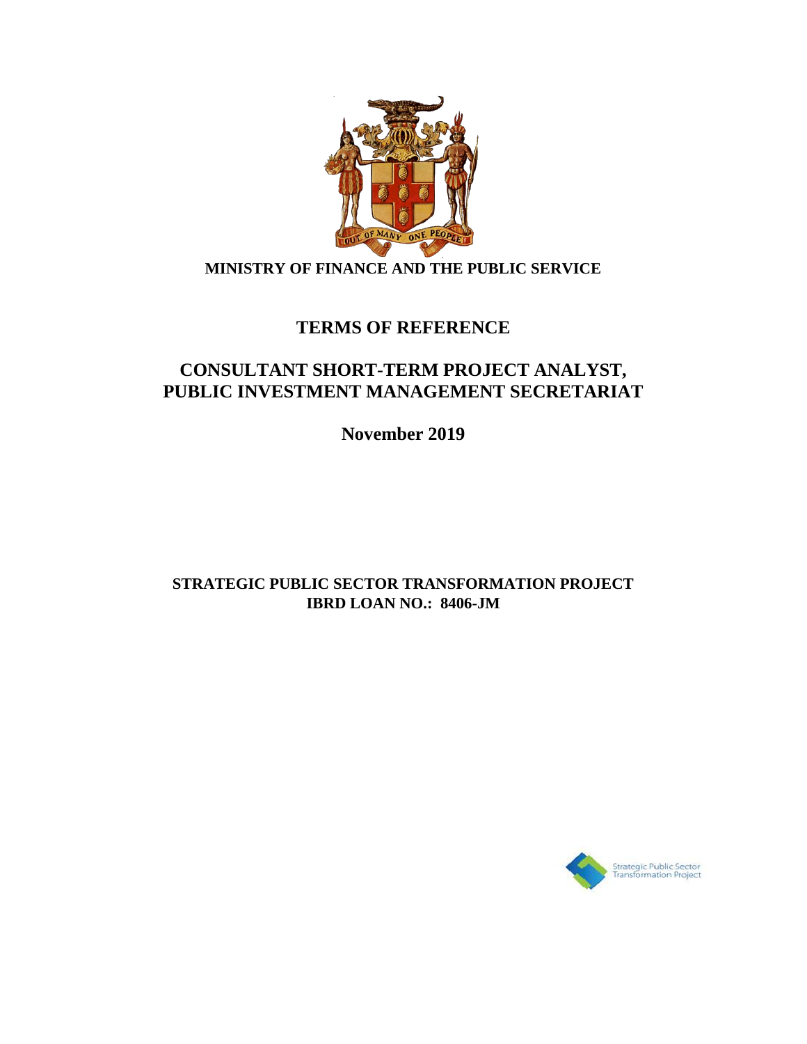**MINISTRY OF FINANCE AND THE PUBLIC SERVICE**

# TERMS OF REFERENCE

## CONSULTANT SHORT-TERM PROJECT ANALYST, PUBLIC INVESTMENT MANAGEMENT SECRETARIAT

**November 2019**

**STRATEGIC PUBLIC SECTOR TRANSFORMATION PROJECT**
**IBRD LOAN NO.: 8406-JM**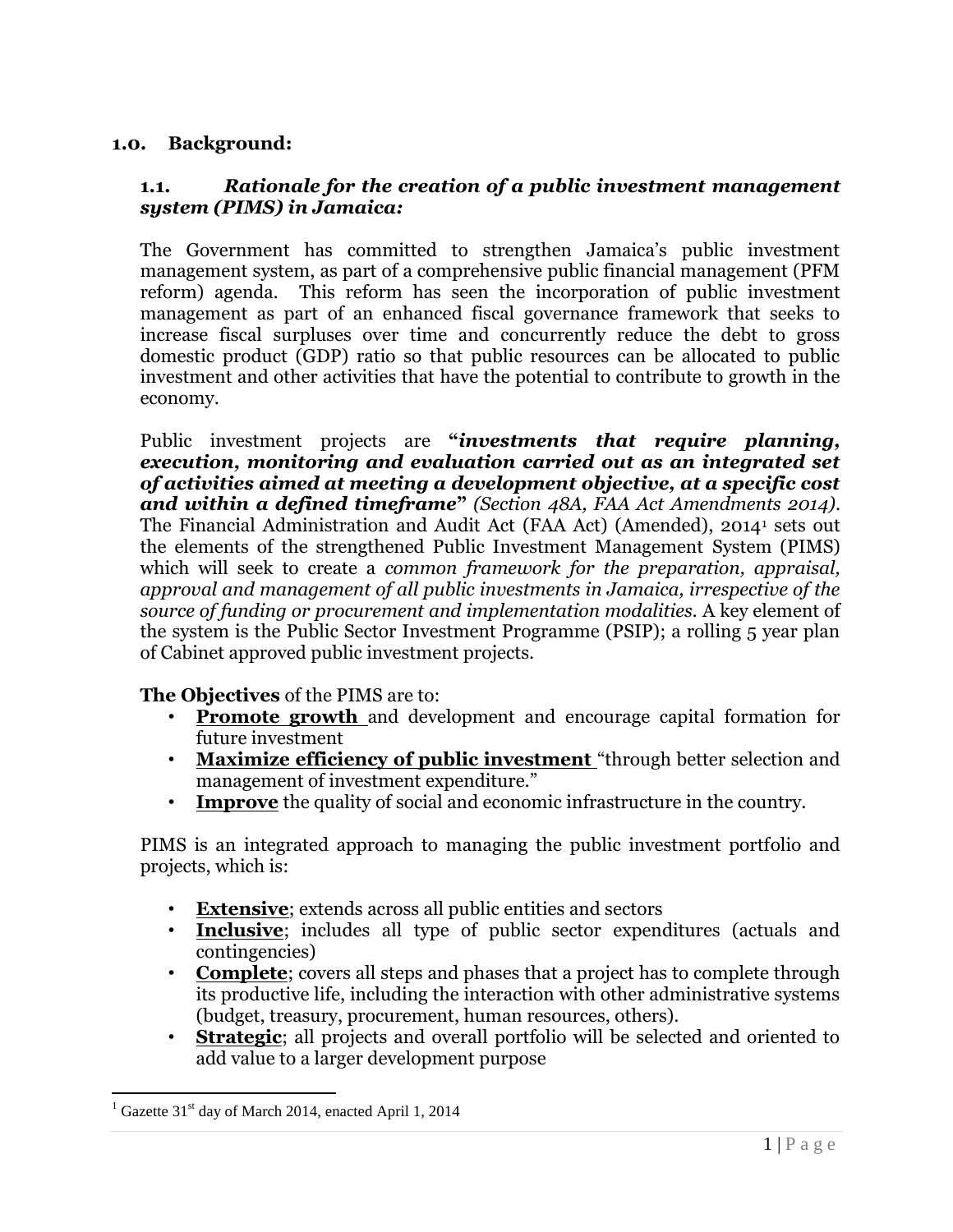## 1.0. Background:

### 1.1. *Rationale for the creation of a public investment management system (PIMS) in Jamaica:*

The Government has committed to strengthen Jamaica's public investment management system, as part of a comprehensive public financial management (PFM reform) agenda. This reform has seen the incorporation of public investment management as part of an enhanced fiscal governance framework that seeks to increase fiscal surpluses over time and concurrently reduce the debt to gross domestic product (GDP) ratio so that public resources can be allocated to public investment and other activities that have the potential to contribute to growth in the economy.

Public investment projects are **"*investments that require planning, execution, monitoring and evaluation carried out as an integrated set of activities aimed at meeting a development objective, at a specific cost and within a defined timeframe*"** *(Section 48A, FAA Act Amendments 2014).* The Financial Administration and Audit Act (FAA Act) (Amended), 2014[1] sets out the elements of the strengthened Public Investment Management System (PIMS) which will seek to create a *common framework for the preparation, appraisal, approval and management of all public investments in Jamaica, irrespective of the source of funding or procurement and implementation modalities.* A key element of the system is the Public Sector Investment Programme (PSIP); a rolling 5 year plan of Cabinet approved public investment projects.

**The Objectives** of the PIMS are to:

- **Promote growth** and development and encourage capital formation for future investment
- **Maximize efficiency of public investment** "through better selection and management of investment expenditure."
- **Improve** the quality of social and economic infrastructure in the country.

PIMS is an integrated approach to managing the public investment portfolio and projects, which is:

- **Extensive**; extends across all public entities and sectors
- **Inclusive**; includes all type of public sector expenditures (actuals and contingencies)
- **Complete**; covers all steps and phases that a project has to complete through its productive life, including the interaction with other administrative systems (budget, treasury, procurement, human resources, others).
- **Strategic**; all projects and overall portfolio will be selected and oriented to add value to a larger development purpose

[1] Gazette 31st day of March 2014, enacted April 1, 2014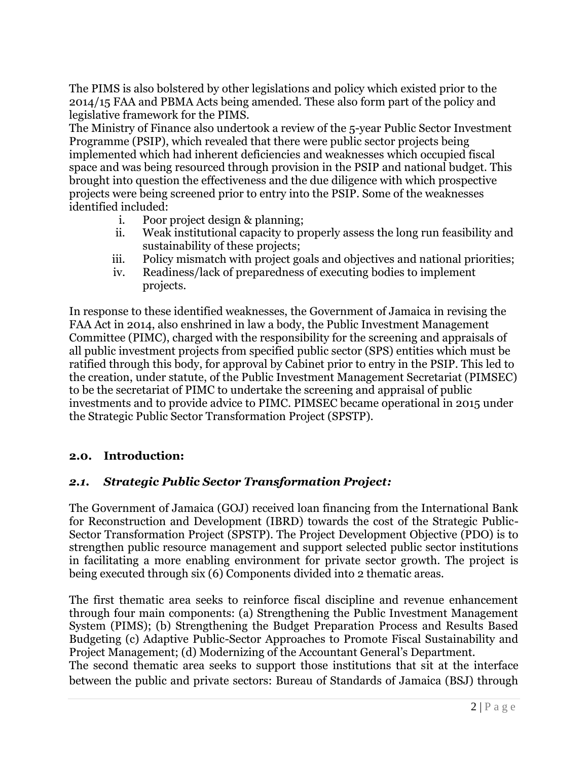The PIMS is also bolstered by other legislations and policy which existed prior to the 2014/15 FAA and PBMA Acts being amended. These also form part of the policy and legislative framework for the PIMS.

The Ministry of Finance also undertook a review of the 5-year Public Sector Investment Programme (PSIP), which revealed that there were public sector projects being implemented which had inherent deficiencies and weaknesses which occupied fiscal space and was being resourced through provision in the PSIP and national budget. This brought into question the effectiveness and the due diligence with which prospective projects were being screened prior to entry into the PSIP. Some of the weaknesses identified included:

i. Poor project design & planning;
ii. Weak institutional capacity to properly assess the long run feasibility and sustainability of these projects;
iii. Policy mismatch with project goals and objectives and national priorities;
iv. Readiness/lack of preparedness of executing bodies to implement projects.

In response to these identified weaknesses, the Government of Jamaica in revising the FAA Act in 2014, also enshrined in law a body, the Public Investment Management Committee (PIMC), charged with the responsibility for the screening and appraisals of all public investment projects from specified public sector (SPS) entities which must be ratified through this body, for approval by Cabinet prior to entry in the PSIP. This led to the creation, under statute, of the Public Investment Management Secretariat (PIMSEC) to be the secretariat of PIMC to undertake the screening and appraisal of public investments and to provide advice to PIMC. PIMSEC became operational in 2015 under the Strategic Public Sector Transformation Project (SPSTP).

## 2.0. Introduction:

### *2.1. Strategic Public Sector Transformation Project:*

The Government of Jamaica (GOJ) received loan financing from the International Bank for Reconstruction and Development (IBRD) towards the cost of the Strategic Public-Sector Transformation Project (SPSTP). The Project Development Objective (PDO) is to strengthen public resource management and support selected public sector institutions in facilitating a more enabling environment for private sector growth. The project is being executed through six (6) Components divided into 2 thematic areas.

The first thematic area seeks to reinforce fiscal discipline and revenue enhancement through four main components: (a) Strengthening the Public Investment Management System (PIMS); (b) Strengthening the Budget Preparation Process and Results Based Budgeting (c) Adaptive Public-Sector Approaches to Promote Fiscal Sustainability and Project Management; (d) Modernizing of the Accountant General's Department.

The second thematic area seeks to support those institutions that sit at the interface between the public and private sectors: Bureau of Standards of Jamaica (BSJ) through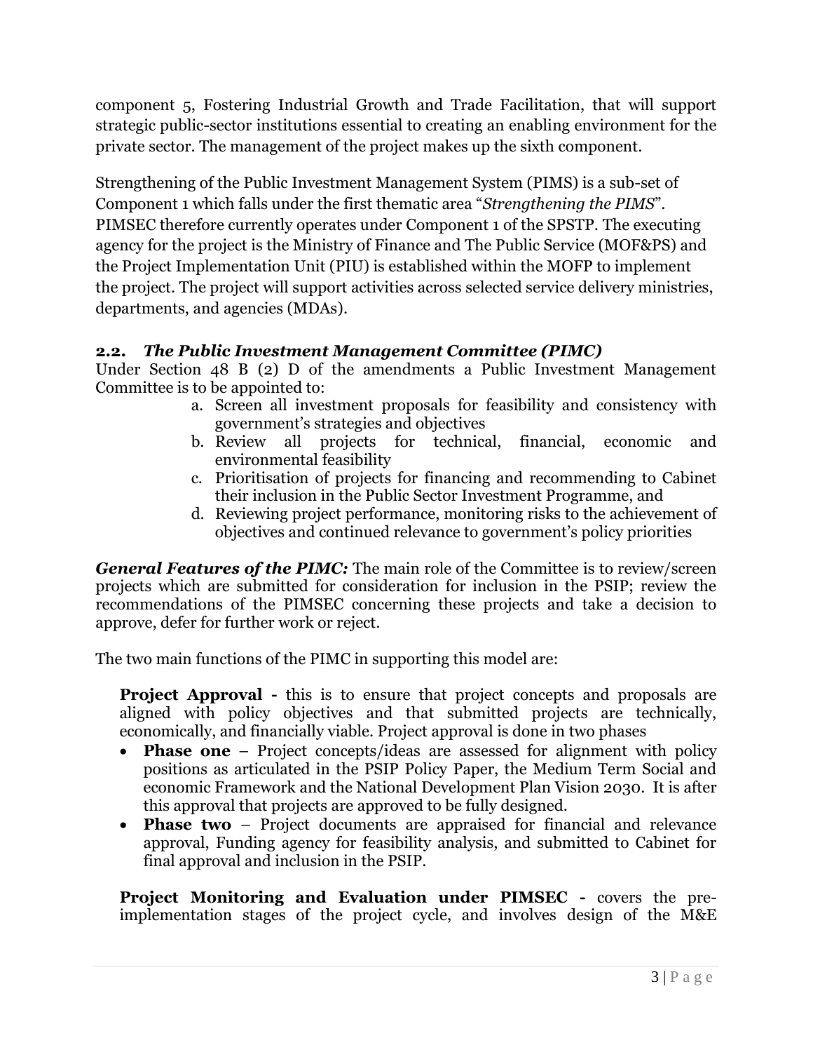component 5, Fostering Industrial Growth and Trade Facilitation, that will support strategic public-sector institutions essential to creating an enabling environment for the private sector. The management of the project makes up the sixth component.

Strengthening of the Public Investment Management System (PIMS) is a sub-set of Component 1 which falls under the first thematic area "*Strengthening the PIMS*". PIMSEC therefore currently operates under Component 1 of the SPSTP. The executing agency for the project is the Ministry of Finance and The Public Service (MOF&PS) and the Project Implementation Unit (PIU) is established within the MOFP to implement the project. The project will support activities across selected service delivery ministries, departments, and agencies (MDAs).

### 2.2. *The Public Investment Management Committee (PIMC)*

Under Section 48 B (2) D of the amendments a Public Investment Management Committee is to be appointed to:

a. Screen all investment proposals for feasibility and consistency with government's strategies and objectives
b. Review all projects for technical, financial, economic and environmental feasibility
c. Prioritisation of projects for financing and recommending to Cabinet their inclusion in the Public Sector Investment Programme, and
d. Reviewing project performance, monitoring risks to the achievement of objectives and continued relevance to government's policy priorities

***General Features of the PIMC:*** The main role of the Committee is to review/screen projects which are submitted for consideration for inclusion in the PSIP; review the recommendations of the PIMSEC concerning these projects and take a decision to approve, defer for further work or reject.

The two main functions of the PIMC in supporting this model are:

**Project Approval -** this is to ensure that project concepts and proposals are aligned with policy objectives and that submitted projects are technically, economically, and financially viable. Project approval is done in two phases

- **Phase one** – Project concepts/ideas are assessed for alignment with policy positions as articulated in the PSIP Policy Paper, the Medium Term Social and economic Framework and the National Development Plan Vision 2030. It is after this approval that projects are approved to be fully designed.
- **Phase two** – Project documents are appraised for financial and relevance approval, Funding agency for feasibility analysis, and submitted to Cabinet for final approval and inclusion in the PSIP.

**Project Monitoring and Evaluation under PIMSEC -** covers the pre-implementation stages of the project cycle, and involves design of the M&E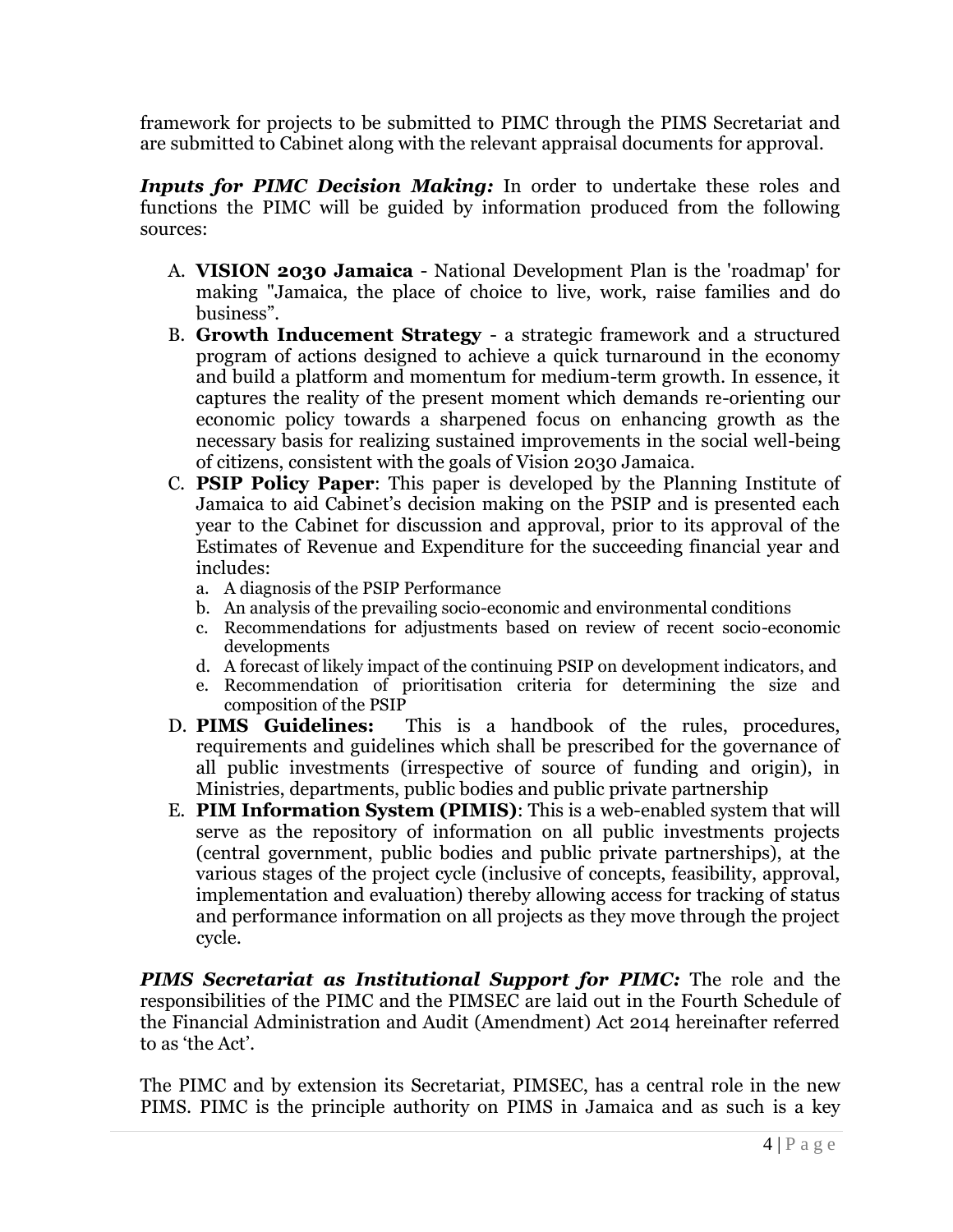framework for projects to be submitted to PIMC through the PIMS Secretariat and are submitted to Cabinet along with the relevant appraisal documents for approval.

***Inputs for PIMC Decision Making:*** In order to undertake these roles and functions the PIMC will be guided by information produced from the following sources:

A. **VISION 2030 Jamaica** - National Development Plan is the 'roadmap' for making "Jamaica, the place of choice to live, work, raise families and do business".
B. **Growth Inducement Strategy** - a strategic framework and a structured program of actions designed to achieve a quick turnaround in the economy and build a platform and momentum for medium-term growth. In essence, it captures the reality of the present moment which demands re-orienting our economic policy towards a sharpened focus on enhancing growth as the necessary basis for realizing sustained improvements in the social well-being of citizens, consistent with the goals of Vision 2030 Jamaica.
C. **PSIP Policy Paper**: This paper is developed by the Planning Institute of Jamaica to aid Cabinet's decision making on the PSIP and is presented each year to the Cabinet for discussion and approval, prior to its approval of the Estimates of Revenue and Expenditure for the succeeding financial year and includes:
   a. A diagnosis of the PSIP Performance
   b. An analysis of the prevailing socio-economic and environmental conditions
   c. Recommendations for adjustments based on review of recent socio-economic developments
   d. A forecast of likely impact of the continuing PSIP on development indicators, and
   e. Recommendation of prioritisation criteria for determining the size and composition of the PSIP
D. **PIMS Guidelines:** This is a handbook of the rules, procedures, requirements and guidelines which shall be prescribed for the governance of all public investments (irrespective of source of funding and origin), in Ministries, departments, public bodies and public private partnership
E. **PIM Information System (PIMIS)**: This is a web-enabled system that will serve as the repository of information on all public investments projects (central government, public bodies and public private partnerships), at the various stages of the project cycle (inclusive of concepts, feasibility, approval, implementation and evaluation) thereby allowing access for tracking of status and performance information on all projects as they move through the project cycle.

***PIMS Secretariat as Institutional Support for PIMC:*** The role and the responsibilities of the PIMC and the PIMSEC are laid out in the Fourth Schedule of the Financial Administration and Audit (Amendment) Act 2014 hereinafter referred to as 'the Act'.

The PIMC and by extension its Secretariat, PIMSEC, has a central role in the new PIMS. PIMC is the principle authority on PIMS in Jamaica and as such is a key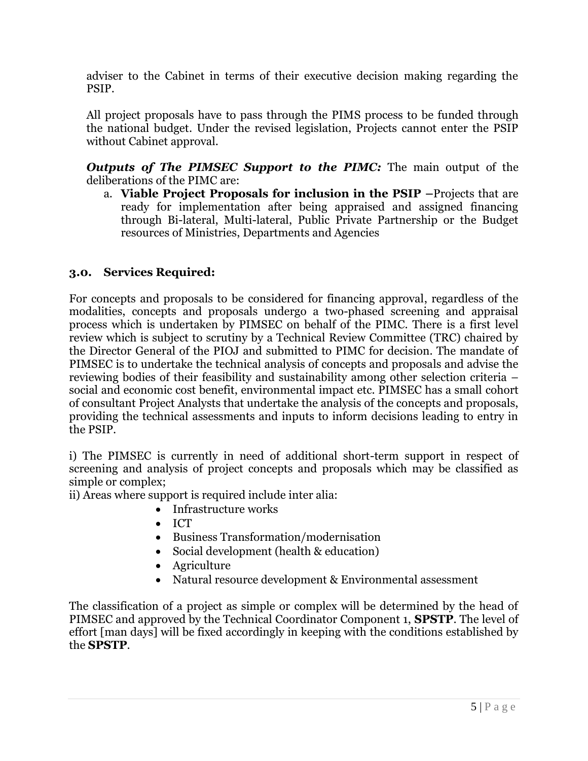adviser to the Cabinet in terms of their executive decision making regarding the PSIP.

All project proposals have to pass through the PIMS process to be funded through the national budget. Under the revised legislation, Projects cannot enter the PSIP without Cabinet approval.

***Outputs of The PIMSEC Support to the PIMC:*** The main output of the deliberations of the PIMC are:

a. **Viable Project Proposals for inclusion in the PSIP** –Projects that are ready for implementation after being appraised and assigned financing through Bi-lateral, Multi-lateral, Public Private Partnership or the Budget resources of Ministries, Departments and Agencies

## 3.0. Services Required:

For concepts and proposals to be considered for financing approval, regardless of the modalities, concepts and proposals undergo a two-phased screening and appraisal process which is undertaken by PIMSEC on behalf of the PIMC. There is a first level review which is subject to scrutiny by a Technical Review Committee (TRC) chaired by the Director General of the PIOJ and submitted to PIMC for decision. The mandate of PIMSEC is to undertake the technical analysis of concepts and proposals and advise the reviewing bodies of their feasibility and sustainability among other selection criteria – social and economic cost benefit, environmental impact etc. PIMSEC has a small cohort of consultant Project Analysts that undertake the analysis of the concepts and proposals, providing the technical assessments and inputs to inform decisions leading to entry in the PSIP.

i) The PIMSEC is currently in need of additional short-term support in respect of screening and analysis of project concepts and proposals which may be classified as simple or complex;

ii) Areas where support is required include inter alia:

- Infrastructure works
- ICT
- Business Transformation/modernisation
- Social development (health & education)
- Agriculture
- Natural resource development & Environmental assessment

The classification of a project as simple or complex will be determined by the head of PIMSEC and approved by the Technical Coordinator Component 1, **SPSTP**. The level of effort [man days] will be fixed accordingly in keeping with the conditions established by the **SPSTP**.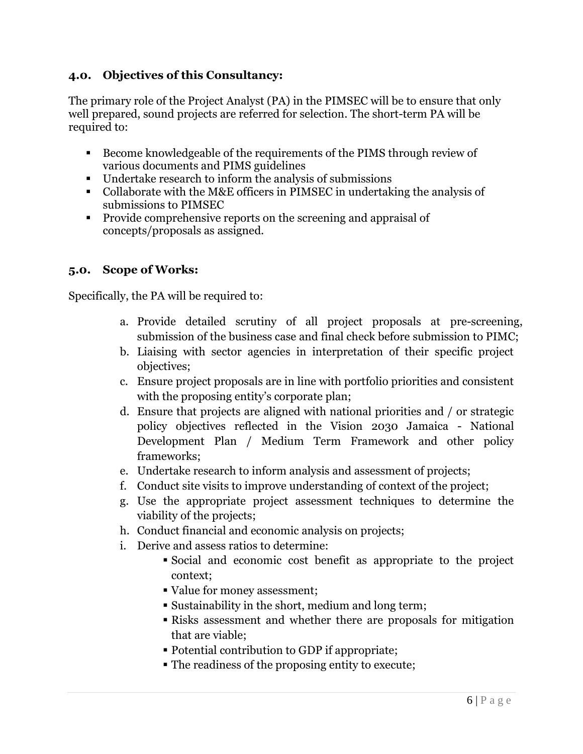## 4.0. Objectives of this Consultancy:

The primary role of the Project Analyst (PA) in the PIMSEC will be to ensure that only well prepared, sound projects are referred for selection. The short-term PA will be required to:

- Become knowledgeable of the requirements of the PIMS through review of various documents and PIMS guidelines
- Undertake research to inform the analysis of submissions
- Collaborate with the M&E officers in PIMSEC in undertaking the analysis of submissions to PIMSEC
- Provide comprehensive reports on the screening and appraisal of concepts/proposals as assigned.

## 5.0. Scope of Works:

Specifically, the PA will be required to:

a. Provide detailed scrutiny of all project proposals at pre-screening, submission of the business case and final check before submission to PIMC;
b. Liaising with sector agencies in interpretation of their specific project objectives;
c. Ensure project proposals are in line with portfolio priorities and consistent with the proposing entity's corporate plan;
d. Ensure that projects are aligned with national priorities and / or strategic policy objectives reflected in the Vision 2030 Jamaica - National Development Plan / Medium Term Framework and other policy frameworks;
e. Undertake research to inform analysis and assessment of projects;
f. Conduct site visits to improve understanding of context of the project;
g. Use the appropriate project assessment techniques to determine the viability of the projects;
h. Conduct financial and economic analysis on projects;
i. Derive and assess ratios to determine:
    - Social and economic cost benefit as appropriate to the project context;
    - Value for money assessment;
    - Sustainability in the short, medium and long term;
    - Risks assessment and whether there are proposals for mitigation that are viable;
    - Potential contribution to GDP if appropriate;
    - The readiness of the proposing entity to execute;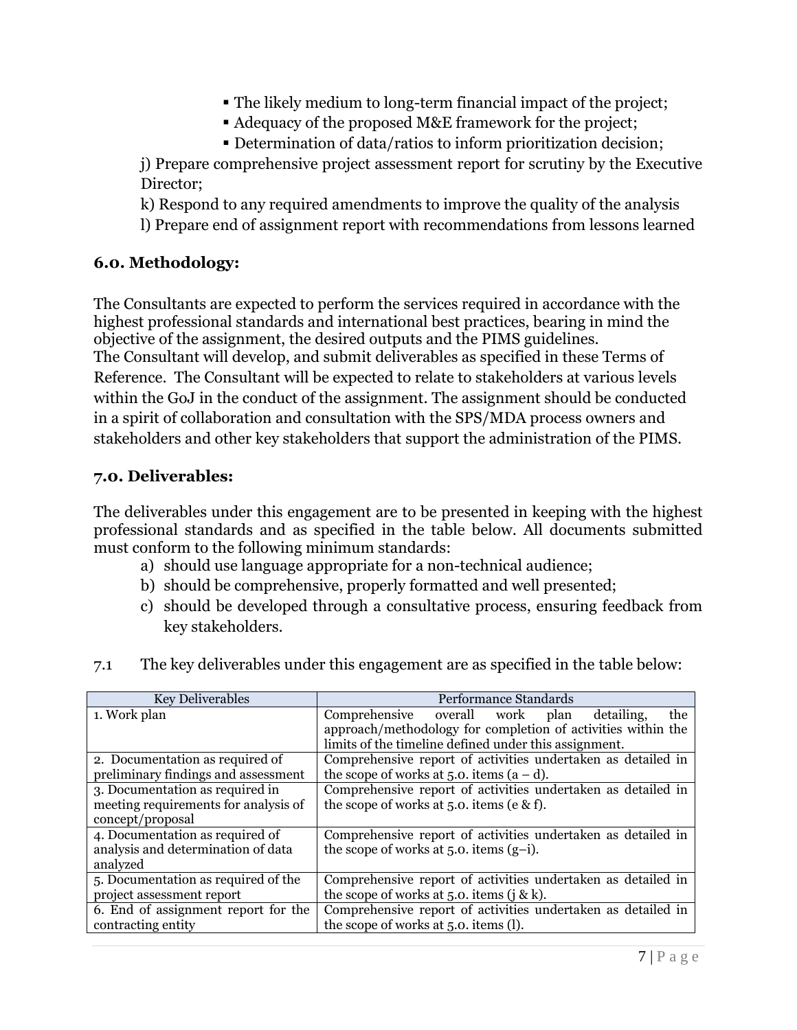- The likely medium to long-term financial impact of the project;
- Adequacy of the proposed M&E framework for the project;
- Determination of data/ratios to inform prioritization decision;

j) Prepare comprehensive project assessment report for scrutiny by the Executive Director;

k) Respond to any required amendments to improve the quality of the analysis

l) Prepare end of assignment report with recommendations from lessons learned

### 6.0. Methodology:

The Consultants are expected to perform the services required in accordance with the highest professional standards and international best practices, bearing in mind the objective of the assignment, the desired outputs and the PIMS guidelines.
The Consultant will develop, and submit deliverables as specified in these Terms of Reference. The Consultant will be expected to relate to stakeholders at various levels within the GoJ in the conduct of the assignment. The assignment should be conducted in a spirit of collaboration and consultation with the SPS/MDA process owners and stakeholders and other key stakeholders that support the administration of the PIMS.

### 7.0. Deliverables:

The deliverables under this engagement are to be presented in keeping with the highest professional standards and as specified in the table below. All documents submitted must conform to the following minimum standards:

a) should use language appropriate for a non-technical audience;
b) should be comprehensive, properly formatted and well presented;
c) should be developed through a consultative process, ensuring feedback from key stakeholders.

7.1 The key deliverables under this engagement are as specified in the table below:

| Key Deliverables | Performance Standards |
|---|---|
| 1. Work plan | Comprehensive overall work plan detailing, the approach/methodology for completion of activities within the limits of the timeline defined under this assignment. |
| 2. Documentation as required of preliminary findings and assessment | Comprehensive report of activities undertaken as detailed in the scope of works at 5.0. items (a – d). |
| 3. Documentation as required in meeting requirements for analysis of concept/proposal | Comprehensive report of activities undertaken as detailed in the scope of works at 5.0. items (e & f). |
| 4. Documentation as required of analysis and determination of data analyzed | Comprehensive report of activities undertaken as detailed in the scope of works at 5.0. items (g–i). |
| 5. Documentation as required of the project assessment report | Comprehensive report of activities undertaken as detailed in the scope of works at 5.0. items (j & k). |
| 6. End of assignment report for the contracting entity | Comprehensive report of activities undertaken as detailed in the scope of works at 5.0. items (l). |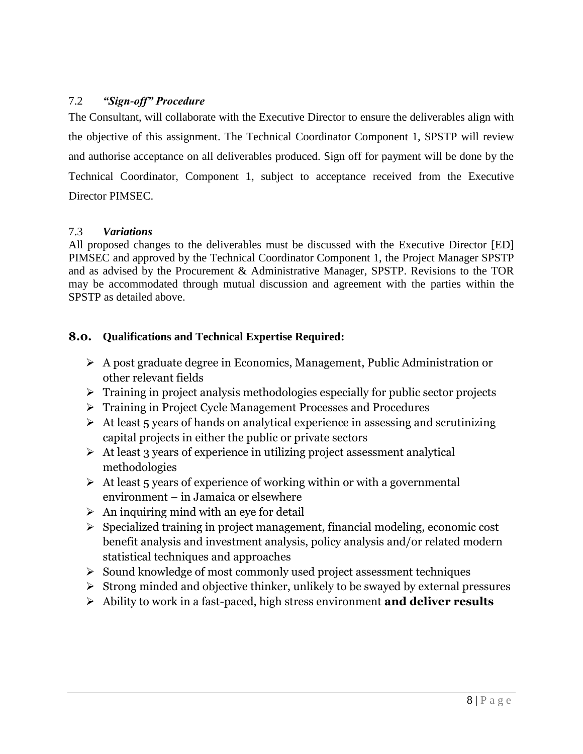### 7.2 *"Sign-off" Procedure*

The Consultant, will collaborate with the Executive Director to ensure the deliverables align with the objective of this assignment. The Technical Coordinator Component 1, SPSTP will review and authorise acceptance on all deliverables produced. Sign off for payment will be done by the Technical Coordinator, Component 1, subject to acceptance received from the Executive Director PIMSEC.

### 7.3 *Variations*

All proposed changes to the deliverables must be discussed with the Executive Director [ED] PIMSEC and approved by the Technical Coordinator Component 1, the Project Manager SPSTP and as advised by the Procurement & Administrative Manager, SPSTP. Revisions to the TOR may be accommodated through mutual discussion and agreement with the parties within the SPSTP as detailed above.

## 8.0. Qualifications and Technical Expertise Required:

- A post graduate degree in Economics, Management, Public Administration or other relevant fields
- Training in project analysis methodologies especially for public sector projects
- Training in Project Cycle Management Processes and Procedures
- At least 5 years of hands on analytical experience in assessing and scrutinizing capital projects in either the public or private sectors
- At least 3 years of experience in utilizing project assessment analytical methodologies
- At least 5 years of experience of working within or with a governmental environment – in Jamaica or elsewhere
- An inquiring mind with an eye for detail
- Specialized training in project management, financial modeling, economic cost benefit analysis and investment analysis, policy analysis and/or related modern statistical techniques and approaches
- Sound knowledge of most commonly used project assessment techniques
- Strong minded and objective thinker, unlikely to be swayed by external pressures
- Ability to work in a fast-paced, high stress environment **and deliver results**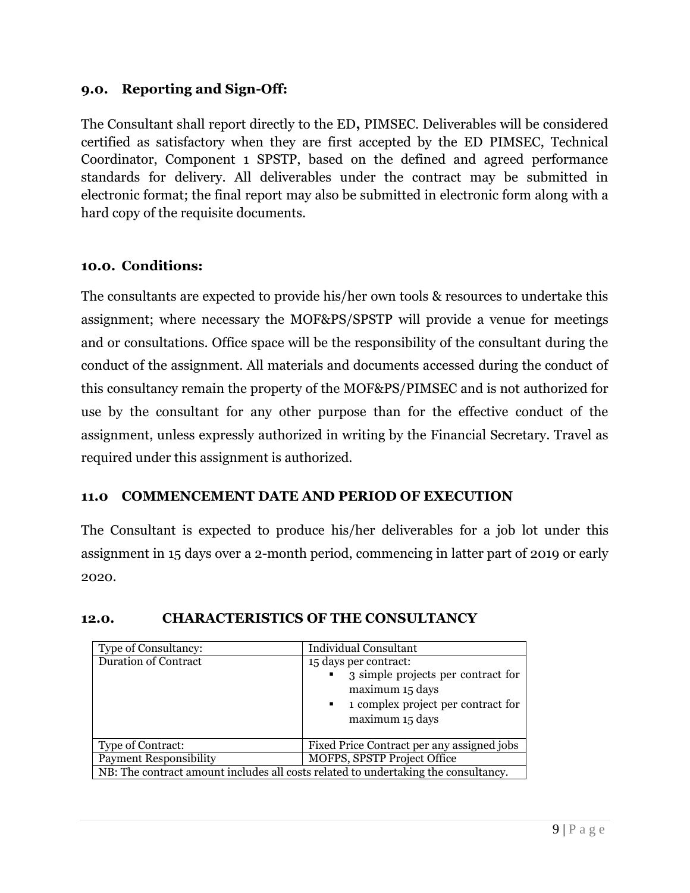### 9.0. Reporting and Sign-Off:

The Consultant shall report directly to the ED**,** PIMSEC. Deliverables will be considered certified as satisfactory when they are first accepted by the ED PIMSEC, Technical Coordinator, Component 1 SPSTP, based on the defined and agreed performance standards for delivery. All deliverables under the contract may be submitted in electronic format; the final report may also be submitted in electronic form along with a hard copy of the requisite documents.

### 10.0. Conditions:

The consultants are expected to provide his/her own tools & resources to undertake this assignment; where necessary the MOF&PS/SPSTP will provide a venue for meetings and or consultations. Office space will be the responsibility of the consultant during the conduct of the assignment. All materials and documents accessed during the conduct of this consultancy remain the property of the MOF&PS/PIMSEC and is not authorized for use by the consultant for any other purpose than for the effective conduct of the assignment, unless expressly authorized in writing by the Financial Secretary. Travel as required under this assignment is authorized.

### 11.0 COMMENCEMENT DATE AND PERIOD OF EXECUTION

The Consultant is expected to produce his/her deliverables for a job lot under this assignment in 15 days over a 2-month period, commencing in latter part of 2019 or early 2020.

### 12.0. CHARACTERISTICS OF THE CONSULTANCY

| Type of Consultancy: | Individual Consultant |
|---|---|
| Duration of Contract | 15 days per contract:<br>▪ 3 simple projects per contract for maximum 15 days<br>▪ 1 complex project per contract for maximum 15 days |
| Type of Contract: | Fixed Price Contract per any assigned jobs |
| Payment Responsibility | MOFPS, SPSTP Project Office |
| NB: The contract amount includes all costs related to undertaking the consultancy. | |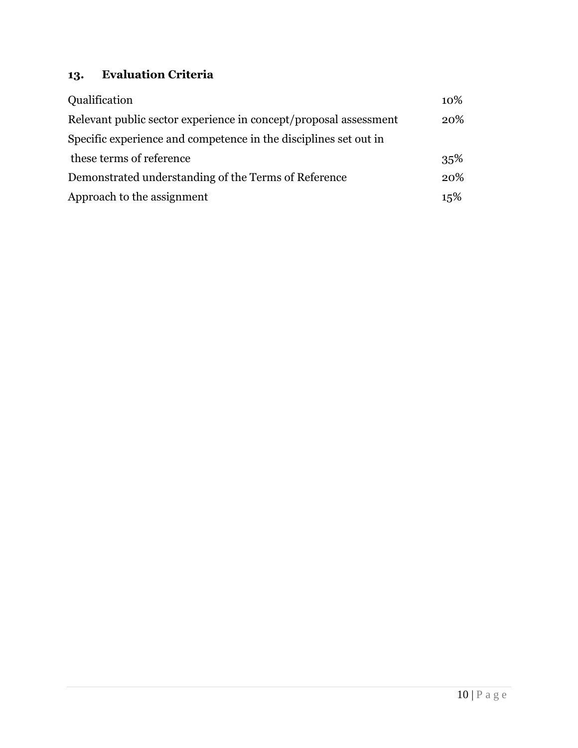## 13. Evaluation Criteria

| | |
|---|---|
| Qualification | 10% |
| Relevant public sector experience in concept/proposal assessment | 20% |
| Specific experience and competence in the disciplines set out in these terms of reference | 35% |
| Demonstrated understanding of the Terms of Reference | 20% |
| Approach to the assignment | 15% |